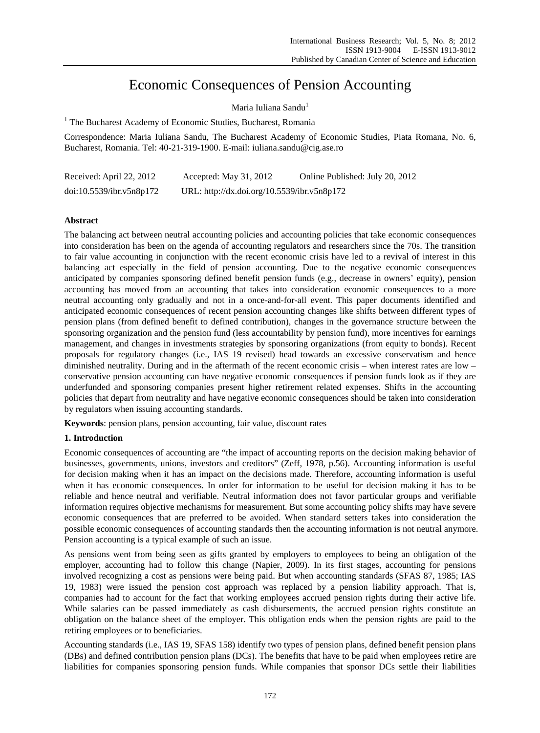# Economic Consequences of Pension Accounting

Maria Iuliana Sandu[1]

[1] The Bucharest Academy of Economic Studies, Bucharest, Romania

Correspondence: Maria Iuliana Sandu, The Bucharest Academy of Economic Studies, Piata Romana, No. 6, Bucharest, Romania. Tel: 40-21-319-1900. E-mail: iuliana.sandu@cig.ase.ro

Received: April 22, 2012  Accepted: May 31, 2012  Online Published: July 20, 2012

doi:10.5539/ibr.v5n8p172  URL: http://dx.doi.org/10.5539/ibr.v5n8p172

## Abstract

The balancing act between neutral accounting policies and accounting policies that take economic consequences into consideration has been on the agenda of accounting regulators and researchers since the 70s. The transition to fair value accounting in conjunction with the recent economic crisis have led to a revival of interest in this balancing act especially in the field of pension accounting. Due to the negative economic consequences anticipated by companies sponsoring defined benefit pension funds (e.g., decrease in owners' equity), pension accounting has moved from an accounting that takes into consideration economic consequences to a more neutral accounting only gradually and not in a once-and-for-all event. This paper documents identified and anticipated economic consequences of recent pension accounting changes like shifts between different types of pension plans (from defined benefit to defined contribution), changes in the governance structure between the sponsoring organization and the pension fund (less accountability by pension fund), more incentives for earnings management, and changes in investments strategies by sponsoring organizations (from equity to bonds). Recent proposals for regulatory changes (i.e., IAS 19 revised) head towards an excessive conservatism and hence diminished neutrality. During and in the aftermath of the recent economic crisis – when interest rates are low – conservative pension accounting can have negative economic consequences if pension funds look as if they are underfunded and sponsoring companies present higher retirement related expenses. Shifts in the accounting policies that depart from neutrality and have negative economic consequences should be taken into consideration by regulators when issuing accounting standards.

**Keywords**: pension plans, pension accounting, fair value, discount rates

## 1. Introduction

Economic consequences of accounting are "the impact of accounting reports on the decision making behavior of businesses, governments, unions, investors and creditors" (Zeff, 1978, p.56). Accounting information is useful for decision making when it has an impact on the decisions made. Therefore, accounting information is useful when it has economic consequences. In order for information to be useful for decision making it has to be reliable and hence neutral and verifiable. Neutral information does not favor particular groups and verifiable information requires objective mechanisms for measurement. But some accounting policy shifts may have severe economic consequences that are preferred to be avoided. When standard setters takes into consideration the possible economic consequences of accounting standards then the accounting information is not neutral anymore. Pension accounting is a typical example of such an issue.

As pensions went from being seen as gifts granted by employers to employees to being an obligation of the employer, accounting had to follow this change (Napier, 2009). In its first stages, accounting for pensions involved recognizing a cost as pensions were being paid. But when accounting standards (SFAS 87, 1985; IAS 19, 1983) were issued the pension cost approach was replaced by a pension liability approach. That is, companies had to account for the fact that working employees accrued pension rights during their active life. While salaries can be passed immediately as cash disbursements, the accrued pension rights constitute an obligation on the balance sheet of the employer. This obligation ends when the pension rights are paid to the retiring employees or to beneficiaries.

Accounting standards (i.e., IAS 19, SFAS 158) identify two types of pension plans, defined benefit pension plans (DBs) and defined contribution pension plans (DCs). The benefits that have to be paid when employees retire are liabilities for companies sponsoring pension funds. While companies that sponsor DCs settle their liabilities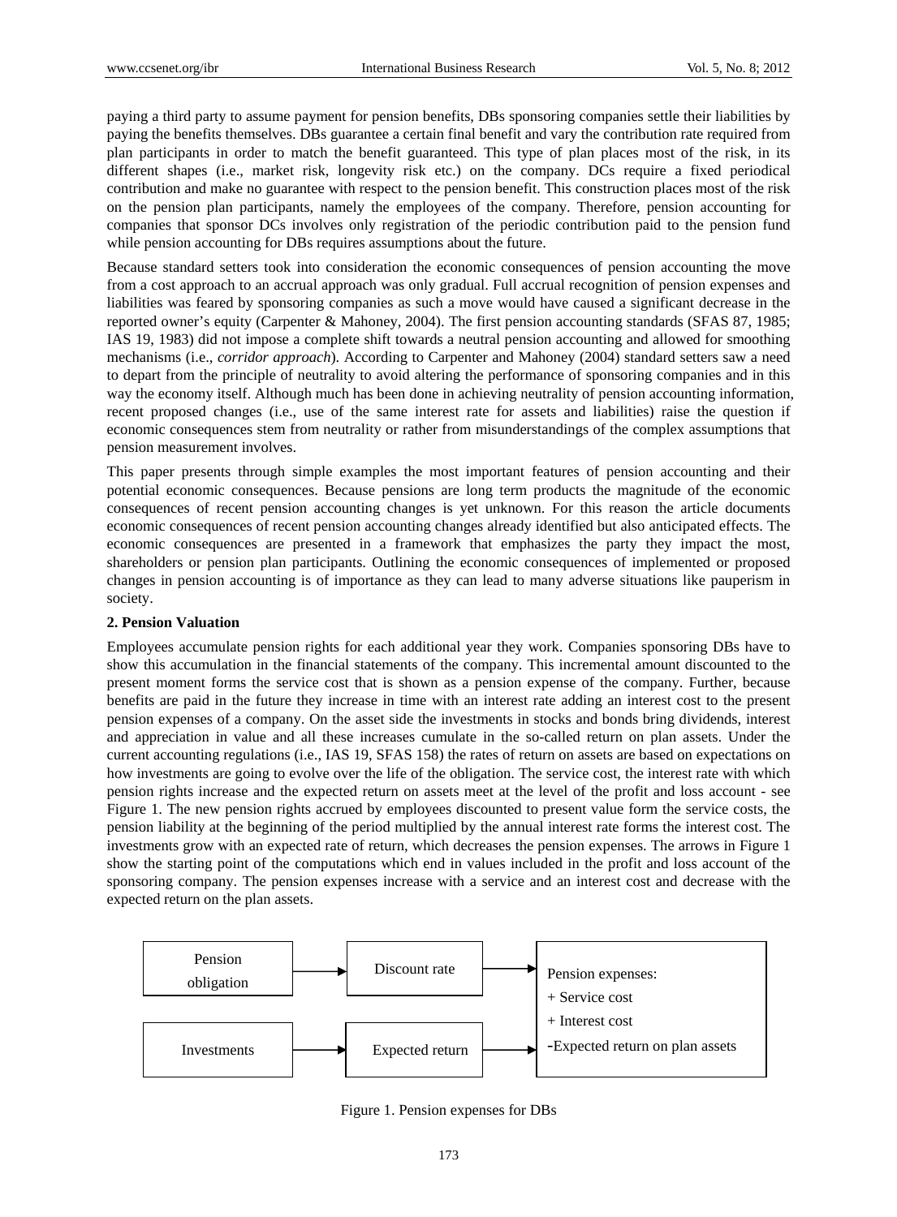paying a third party to assume payment for pension benefits, DBs sponsoring companies settle their liabilities by paying the benefits themselves. DBs guarantee a certain final benefit and vary the contribution rate required from plan participants in order to match the benefit guaranteed. This type of plan places most of the risk, in its different shapes (i.e., market risk, longevity risk etc.) on the company. DCs require a fixed periodical contribution and make no guarantee with respect to the pension benefit. This construction places most of the risk on the pension plan participants, namely the employees of the company. Therefore, pension accounting for companies that sponsor DCs involves only registration of the periodic contribution paid to the pension fund while pension accounting for DBs requires assumptions about the future.

Because standard setters took into consideration the economic consequences of pension accounting the move from a cost approach to an accrual approach was only gradual. Full accrual recognition of pension expenses and liabilities was feared by sponsoring companies as such a move would have caused a significant decrease in the reported owner's equity (Carpenter & Mahoney, 2004). The first pension accounting standards (SFAS 87, 1985; IAS 19, 1983) did not impose a complete shift towards a neutral pension accounting and allowed for smoothing mechanisms (i.e., *corridor approach*). According to Carpenter and Mahoney (2004) standard setters saw a need to depart from the principle of neutrality to avoid altering the performance of sponsoring companies and in this way the economy itself. Although much has been done in achieving neutrality of pension accounting information, recent proposed changes (i.e., use of the same interest rate for assets and liabilities) raise the question if economic consequences stem from neutrality or rather from misunderstandings of the complex assumptions that pension measurement involves.

This paper presents through simple examples the most important features of pension accounting and their potential economic consequences. Because pensions are long term products the magnitude of the economic consequences of recent pension accounting changes is yet unknown. For this reason the article documents economic consequences of recent pension accounting changes already identified but also anticipated effects. The economic consequences are presented in a framework that emphasizes the party they impact the most, shareholders or pension plan participants. Outlining the economic consequences of implemented or proposed changes in pension accounting is of importance as they can lead to many adverse situations like pauperism in society.

## 2. Pension Valuation

Employees accumulate pension rights for each additional year they work. Companies sponsoring DBs have to show this accumulation in the financial statements of the company. This incremental amount discounted to the present moment forms the service cost that is shown as a pension expense of the company. Further, because benefits are paid in the future they increase in time with an interest rate adding an interest cost to the present pension expenses of a company. On the asset side the investments in stocks and bonds bring dividends, interest and appreciation in value and all these increases cumulate in the so-called return on plan assets. Under the current accounting regulations (i.e., IAS 19, SFAS 158) the rates of return on assets are based on expectations on how investments are going to evolve over the life of the obligation. The service cost, the interest rate with which pension rights increase and the expected return on assets meet at the level of the profit and loss account - see Figure 1. The new pension rights accrued by employees discounted to present value form the service costs, the pension liability at the beginning of the period multiplied by the annual interest rate forms the interest cost. The investments grow with an expected rate of return, which decreases the pension expenses. The arrows in Figure 1 show the starting point of the computations which end in values included in the profit and loss account of the sponsoring company. The pension expenses increase with a service and an interest cost and decrease with the expected return on the plan assets.

Pension obligation → Discount rate →

Investments → Expected return →

Pension expenses:
+ Service cost
+ Interest cost
-Expected return on plan assets

Figure 1. Pension expenses for DBs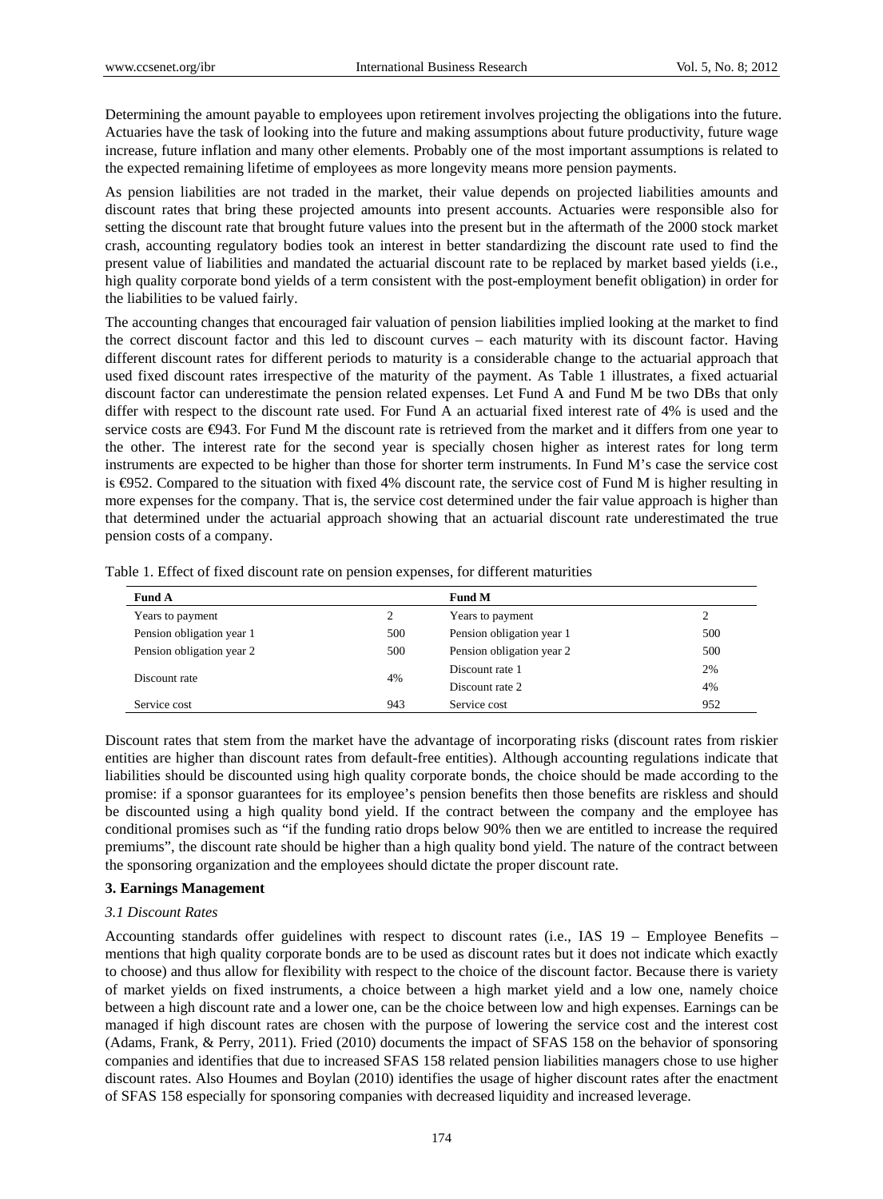Determining the amount payable to employees upon retirement involves projecting the obligations into the future. Actuaries have the task of looking into the future and making assumptions about future productivity, future wage increase, future inflation and many other elements. Probably one of the most important assumptions is related to the expected remaining lifetime of employees as more longevity means more pension payments.

As pension liabilities are not traded in the market, their value depends on projected liabilities amounts and discount rates that bring these projected amounts into present accounts. Actuaries were responsible also for setting the discount rate that brought future values into the present but in the aftermath of the 2000 stock market crash, accounting regulatory bodies took an interest in better standardizing the discount rate used to find the present value of liabilities and mandated the actuarial discount rate to be replaced by market based yields (i.e., high quality corporate bond yields of a term consistent with the post-employment benefit obligation) in order for the liabilities to be valued fairly.

The accounting changes that encouraged fair valuation of pension liabilities implied looking at the market to find the correct discount factor and this led to discount curves – each maturity with its discount factor. Having different discount rates for different periods to maturity is a considerable change to the actuarial approach that used fixed discount rates irrespective of the maturity of the payment. As Table 1 illustrates, a fixed actuarial discount factor can underestimate the pension related expenses. Let Fund A and Fund M be two DBs that only differ with respect to the discount rate used. For Fund A an actuarial fixed interest rate of 4% is used and the service costs are €943. For Fund M the discount rate is retrieved from the market and it differs from one year to the other. The interest rate for the second year is specially chosen higher as interest rates for long term instruments are expected to be higher than those for shorter term instruments. In Fund M's case the service cost is €952. Compared to the situation with fixed 4% discount rate, the service cost of Fund M is higher resulting in more expenses for the company. That is, the service cost determined under the fair value approach is higher than that determined under the actuarial approach showing that an actuarial discount rate underestimated the true pension costs of a company.

Table 1. Effect of fixed discount rate on pension expenses, for different maturities

| **Fund A** | | **Fund M** | |
|---|---|---|---|
| Years to payment | 2 | Years to payment | 2 |
| Pension obligation year 1 | 500 | Pension obligation year 1 | 500 |
| Pension obligation year 2 | 500 | Pension obligation year 2 | 500 |
| Discount rate | 4% | Discount rate 1 | 2% |
| | | Discount rate 2 | 4% |
| Service cost | 943 | Service cost | 952 |

Discount rates that stem from the market have the advantage of incorporating risks (discount rates from riskier entities are higher than discount rates from default-free entities). Although accounting regulations indicate that liabilities should be discounted using high quality corporate bonds, the choice should be made according to the promise: if a sponsor guarantees for its employee's pension benefits then those benefits are riskless and should be discounted using a high quality bond yield. If the contract between the company and the employee has conditional promises such as "if the funding ratio drops below 90% then we are entitled to increase the required premiums", the discount rate should be higher than a high quality bond yield. The nature of the contract between the sponsoring organization and the employees should dictate the proper discount rate.

## 3. Earnings Management

### *3.1 Discount Rates*

Accounting standards offer guidelines with respect to discount rates (i.e., IAS 19 – Employee Benefits – mentions that high quality corporate bonds are to be used as discount rates but it does not indicate which exactly to choose) and thus allow for flexibility with respect to the choice of the discount factor. Because there is variety of market yields on fixed instruments, a choice between a high market yield and a low one, namely choice between a high discount rate and a lower one, can be the choice between low and high expenses. Earnings can be managed if high discount rates are chosen with the purpose of lowering the service cost and the interest cost (Adams, Frank, & Perry, 2011). Fried (2010) documents the impact of SFAS 158 on the behavior of sponsoring companies and identifies that due to increased SFAS 158 related pension liabilities managers chose to use higher discount rates. Also Houmes and Boylan (2010) identifies the usage of higher discount rates after the enactment of SFAS 158 especially for sponsoring companies with decreased liquidity and increased leverage.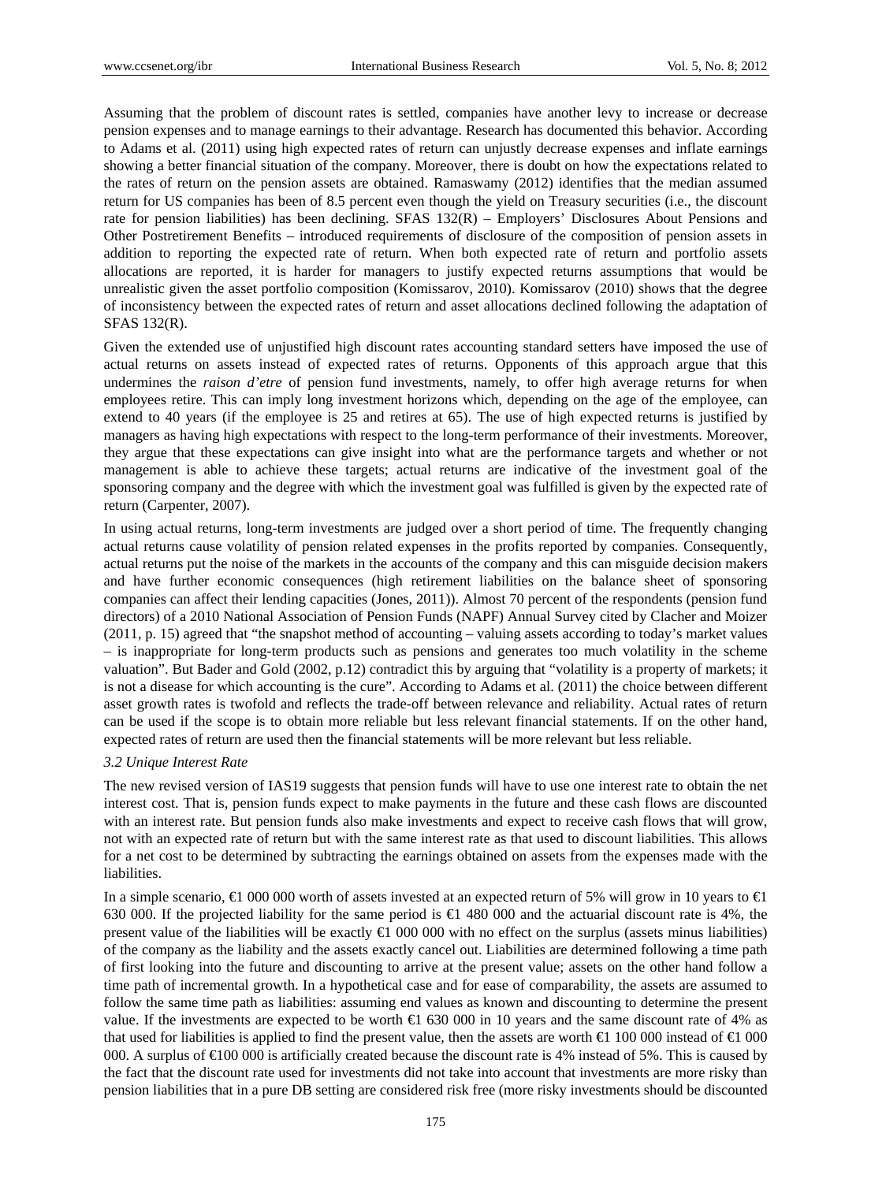Assuming that the problem of discount rates is settled, companies have another levy to increase or decrease pension expenses and to manage earnings to their advantage. Research has documented this behavior. According to Adams et al. (2011) using high expected rates of return can unjustly decrease expenses and inflate earnings showing a better financial situation of the company. Moreover, there is doubt on how the expectations related to the rates of return on the pension assets are obtained. Ramaswamy (2012) identifies that the median assumed return for US companies has been of 8.5 percent even though the yield on Treasury securities (i.e., the discount rate for pension liabilities) has been declining. SFAS 132(R) – Employers' Disclosures About Pensions and Other Postretirement Benefits – introduced requirements of disclosure of the composition of pension assets in addition to reporting the expected rate of return. When both expected rate of return and portfolio assets allocations are reported, it is harder for managers to justify expected returns assumptions that would be unrealistic given the asset portfolio composition (Komissarov, 2010). Komissarov (2010) shows that the degree of inconsistency between the expected rates of return and asset allocations declined following the adaptation of SFAS 132(R).

Given the extended use of unjustified high discount rates accounting standard setters have imposed the use of actual returns on assets instead of expected rates of returns. Opponents of this approach argue that this undermines the *raison d'etre* of pension fund investments, namely, to offer high average returns for when employees retire. This can imply long investment horizons which, depending on the age of the employee, can extend to 40 years (if the employee is 25 and retires at 65). The use of high expected returns is justified by managers as having high expectations with respect to the long-term performance of their investments. Moreover, they argue that these expectations can give insight into what are the performance targets and whether or not management is able to achieve these targets; actual returns are indicative of the investment goal of the sponsoring company and the degree with which the investment goal was fulfilled is given by the expected rate of return (Carpenter, 2007).

In using actual returns, long-term investments are judged over a short period of time. The frequently changing actual returns cause volatility of pension related expenses in the profits reported by companies. Consequently, actual returns put the noise of the markets in the accounts of the company and this can misguide decision makers and have further economic consequences (high retirement liabilities on the balance sheet of sponsoring companies can affect their lending capacities (Jones, 2011)). Almost 70 percent of the respondents (pension fund directors) of a 2010 National Association of Pension Funds (NAPF) Annual Survey cited by Clacher and Moizer (2011, p. 15) agreed that "the snapshot method of accounting – valuing assets according to today's market values – is inappropriate for long-term products such as pensions and generates too much volatility in the scheme valuation". But Bader and Gold (2002, p.12) contradict this by arguing that "volatility is a property of markets; it is not a disease for which accounting is the cure". According to Adams et al. (2011) the choice between different asset growth rates is twofold and reflects the trade-off between relevance and reliability. Actual rates of return can be used if the scope is to obtain more reliable but less relevant financial statements. If on the other hand, expected rates of return are used then the financial statements will be more relevant but less reliable.

### *3.2 Unique Interest Rate*

The new revised version of IAS19 suggests that pension funds will have to use one interest rate to obtain the net interest cost. That is, pension funds expect to make payments in the future and these cash flows are discounted with an interest rate. But pension funds also make investments and expect to receive cash flows that will grow, not with an expected rate of return but with the same interest rate as that used to discount liabilities. This allows for a net cost to be determined by subtracting the earnings obtained on assets from the expenses made with the liabilities.

In a simple scenario, €1 000 000 worth of assets invested at an expected return of 5% will grow in 10 years to €1 630 000. If the projected liability for the same period is €1 480 000 and the actuarial discount rate is 4%, the present value of the liabilities will be exactly €1 000 000 with no effect on the surplus (assets minus liabilities) of the company as the liability and the assets exactly cancel out. Liabilities are determined following a time path of first looking into the future and discounting to arrive at the present value; assets on the other hand follow a time path of incremental growth. In a hypothetical case and for ease of comparability, the assets are assumed to follow the same time path as liabilities: assuming end values as known and discounting to determine the present value. If the investments are expected to be worth €1 630 000 in 10 years and the same discount rate of 4% as that used for liabilities is applied to find the present value, then the assets are worth €1 100 000 instead of €1 000 000. A surplus of €100 000 is artificially created because the discount rate is 4% instead of 5%. This is caused by the fact that the discount rate used for investments did not take into account that investments are more risky than pension liabilities that in a pure DB setting are considered risk free (more risky investments should be discounted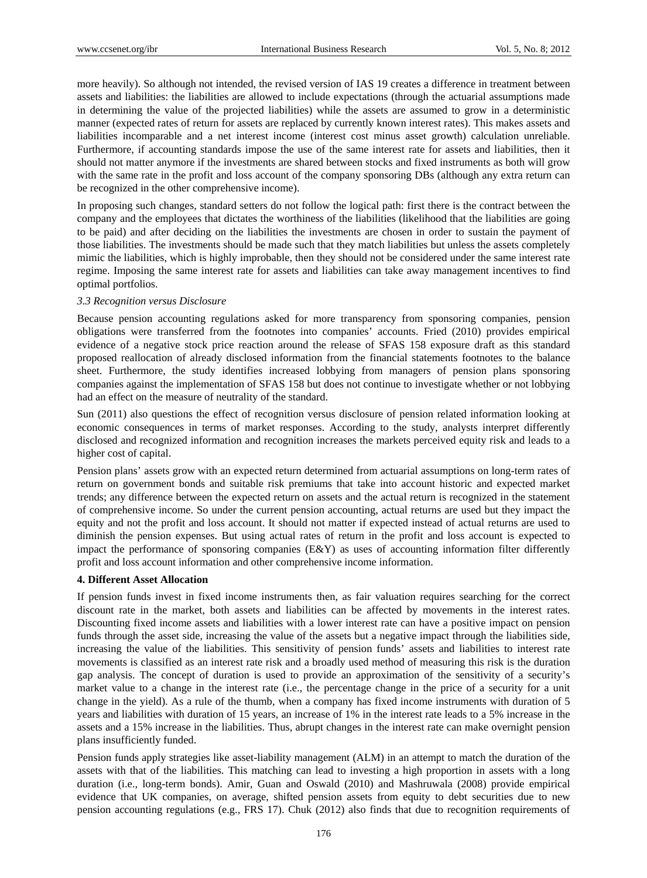more heavily). So although not intended, the revised version of IAS 19 creates a difference in treatment between assets and liabilities: the liabilities are allowed to include expectations (through the actuarial assumptions made in determining the value of the projected liabilities) while the assets are assumed to grow in a deterministic manner (expected rates of return for assets are replaced by currently known interest rates). This makes assets and liabilities incomparable and a net interest income (interest cost minus asset growth) calculation unreliable. Furthermore, if accounting standards impose the use of the same interest rate for assets and liabilities, then it should not matter anymore if the investments are shared between stocks and fixed instruments as both will grow with the same rate in the profit and loss account of the company sponsoring DBs (although any extra return can be recognized in the other comprehensive income).

In proposing such changes, standard setters do not follow the logical path: first there is the contract between the company and the employees that dictates the worthiness of the liabilities (likelihood that the liabilities are going to be paid) and after deciding on the liabilities the investments are chosen in order to sustain the payment of those liabilities. The investments should be made such that they match liabilities but unless the assets completely mimic the liabilities, which is highly improbable, then they should not be considered under the same interest rate regime. Imposing the same interest rate for assets and liabilities can take away management incentives to find optimal portfolios.

### *3.3 Recognition versus Disclosure*

Because pension accounting regulations asked for more transparency from sponsoring companies, pension obligations were transferred from the footnotes into companies' accounts. Fried (2010) provides empirical evidence of a negative stock price reaction around the release of SFAS 158 exposure draft as this standard proposed reallocation of already disclosed information from the financial statements footnotes to the balance sheet. Furthermore, the study identifies increased lobbying from managers of pension plans sponsoring companies against the implementation of SFAS 158 but does not continue to investigate whether or not lobbying had an effect on the measure of neutrality of the standard.

Sun (2011) also questions the effect of recognition versus disclosure of pension related information looking at economic consequences in terms of market responses. According to the study, analysts interpret differently disclosed and recognized information and recognition increases the markets perceived equity risk and leads to a higher cost of capital.

Pension plans' assets grow with an expected return determined from actuarial assumptions on long-term rates of return on government bonds and suitable risk premiums that take into account historic and expected market trends; any difference between the expected return on assets and the actual return is recognized in the statement of comprehensive income. So under the current pension accounting, actual returns are used but they impact the equity and not the profit and loss account. It should not matter if expected instead of actual returns are used to diminish the pension expenses. But using actual rates of return in the profit and loss account is expected to impact the performance of sponsoring companies (E&Y) as uses of accounting information filter differently profit and loss account information and other comprehensive income information.

## 4. Different Asset Allocation

If pension funds invest in fixed income instruments then, as fair valuation requires searching for the correct discount rate in the market, both assets and liabilities can be affected by movements in the interest rates. Discounting fixed income assets and liabilities with a lower interest rate can have a positive impact on pension funds through the asset side, increasing the value of the assets but a negative impact through the liabilities side, increasing the value of the liabilities. This sensitivity of pension funds' assets and liabilities to interest rate movements is classified as an interest rate risk and a broadly used method of measuring this risk is the duration gap analysis. The concept of duration is used to provide an approximation of the sensitivity of a security's market value to a change in the interest rate (i.e., the percentage change in the price of a security for a unit change in the yield). As a rule of the thumb, when a company has fixed income instruments with duration of 5 years and liabilities with duration of 15 years, an increase of 1% in the interest rate leads to a 5% increase in the assets and a 15% increase in the liabilities. Thus, abrupt changes in the interest rate can make overnight pension plans insufficiently funded.

Pension funds apply strategies like asset-liability management (ALM) in an attempt to match the duration of the assets with that of the liabilities. This matching can lead to investing a high proportion in assets with a long duration (i.e., long-term bonds). Amir, Guan and Oswald (2010) and Mashruwala (2008) provide empirical evidence that UK companies, on average, shifted pension assets from equity to debt securities due to new pension accounting regulations (e.g., FRS 17). Chuk (2012) also finds that due to recognition requirements of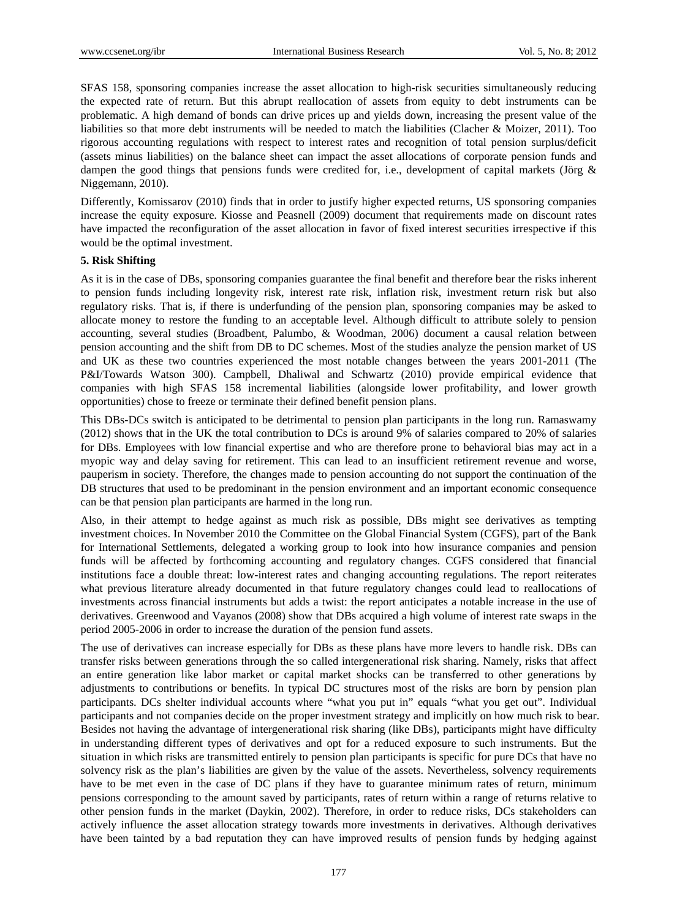SFAS 158, sponsoring companies increase the asset allocation to high-risk securities simultaneously reducing the expected rate of return. But this abrupt reallocation of assets from equity to debt instruments can be problematic. A high demand of bonds can drive prices up and yields down, increasing the present value of the liabilities so that more debt instruments will be needed to match the liabilities (Clacher & Moizer, 2011). Too rigorous accounting regulations with respect to interest rates and recognition of total pension surplus/deficit (assets minus liabilities) on the balance sheet can impact the asset allocations of corporate pension funds and dampen the good things that pensions funds were credited for, i.e., development of capital markets (Jörg & Niggemann, 2010).

Differently, Komissarov (2010) finds that in order to justify higher expected returns, US sponsoring companies increase the equity exposure. Kiosse and Peasnell (2009) document that requirements made on discount rates have impacted the reconfiguration of the asset allocation in favor of fixed interest securities irrespective if this would be the optimal investment.

**5. Risk Shifting**

As it is in the case of DBs, sponsoring companies guarantee the final benefit and therefore bear the risks inherent to pension funds including longevity risk, interest rate risk, inflation risk, investment return risk but also regulatory risks. That is, if there is underfunding of the pension plan, sponsoring companies may be asked to allocate money to restore the funding to an acceptable level. Although difficult to attribute solely to pension accounting, several studies (Broadbent, Palumbo, & Woodman, 2006) document a causal relation between pension accounting and the shift from DB to DC schemes. Most of the studies analyze the pension market of US and UK as these two countries experienced the most notable changes between the years 2001-2011 (The P&I/Towards Watson 300). Campbell, Dhaliwal and Schwartz (2010) provide empirical evidence that companies with high SFAS 158 incremental liabilities (alongside lower profitability, and lower growth opportunities) chose to freeze or terminate their defined benefit pension plans.

This DBs-DCs switch is anticipated to be detrimental to pension plan participants in the long run. Ramaswamy (2012) shows that in the UK the total contribution to DCs is around 9% of salaries compared to 20% of salaries for DBs. Employees with low financial expertise and who are therefore prone to behavioral bias may act in a myopic way and delay saving for retirement. This can lead to an insufficient retirement revenue and worse, pauperism in society. Therefore, the changes made to pension accounting do not support the continuation of the DB structures that used to be predominant in the pension environment and an important economic consequence can be that pension plan participants are harmed in the long run.

Also, in their attempt to hedge against as much risk as possible, DBs might see derivatives as tempting investment choices. In November 2010 the Committee on the Global Financial System (CGFS), part of the Bank for International Settlements, delegated a working group to look into how insurance companies and pension funds will be affected by forthcoming accounting and regulatory changes. CGFS considered that financial institutions face a double threat: low-interest rates and changing accounting regulations. The report reiterates what previous literature already documented in that future regulatory changes could lead to reallocations of investments across financial instruments but adds a twist: the report anticipates a notable increase in the use of derivatives. Greenwood and Vayanos (2008) show that DBs acquired a high volume of interest rate swaps in the period 2005-2006 in order to increase the duration of the pension fund assets.

The use of derivatives can increase especially for DBs as these plans have more levers to handle risk. DBs can transfer risks between generations through the so called intergenerational risk sharing. Namely, risks that affect an entire generation like labor market or capital market shocks can be transferred to other generations by adjustments to contributions or benefits. In typical DC structures most of the risks are born by pension plan participants. DCs shelter individual accounts where "what you put in" equals "what you get out". Individual participants and not companies decide on the proper investment strategy and implicitly on how much risk to bear. Besides not having the advantage of intergenerational risk sharing (like DBs), participants might have difficulty in understanding different types of derivatives and opt for a reduced exposure to such instruments. But the situation in which risks are transmitted entirely to pension plan participants is specific for pure DCs that have no solvency risk as the plan's liabilities are given by the value of the assets. Nevertheless, solvency requirements have to be met even in the case of DC plans if they have to guarantee minimum rates of return, minimum pensions corresponding to the amount saved by participants, rates of return within a range of returns relative to other pension funds in the market (Daykin, 2002). Therefore, in order to reduce risks, DCs stakeholders can actively influence the asset allocation strategy towards more investments in derivatives. Although derivatives have been tainted by a bad reputation they can have improved results of pension funds by hedging against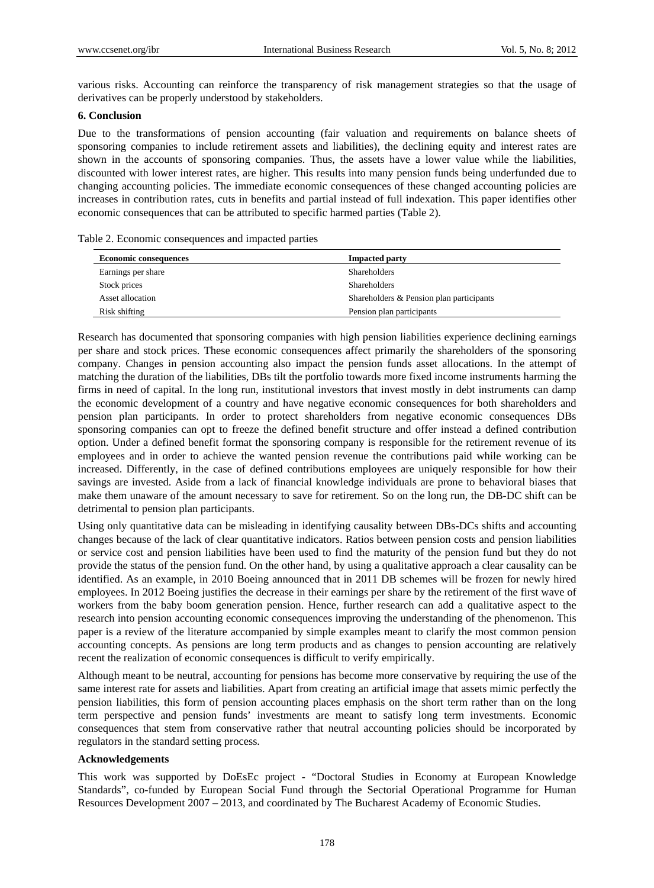various risks. Accounting can reinforce the transparency of risk management strategies so that the usage of derivatives can be properly understood by stakeholders.

## 6. Conclusion

Due to the transformations of pension accounting (fair valuation and requirements on balance sheets of sponsoring companies to include retirement assets and liabilities), the declining equity and interest rates are shown in the accounts of sponsoring companies. Thus, the assets have a lower value while the liabilities, discounted with lower interest rates, are higher. This results into many pension funds being underfunded due to changing accounting policies. The immediate economic consequences of these changed accounting policies are increases in contribution rates, cuts in benefits and partial instead of full indexation. This paper identifies other economic consequences that can be attributed to specific harmed parties (Table 2).

Table 2. Economic consequences and impacted parties

| Economic consequences | Impacted party |
|---|---|
| Earnings per share | Shareholders |
| Stock prices | Shareholders |
| Asset allocation | Shareholders & Pension plan participants |
| Risk shifting | Pension plan participants |

Research has documented that sponsoring companies with high pension liabilities experience declining earnings per share and stock prices. These economic consequences affect primarily the shareholders of the sponsoring company. Changes in pension accounting also impact the pension funds asset allocations. In the attempt of matching the duration of the liabilities, DBs tilt the portfolio towards more fixed income instruments harming the firms in need of capital. In the long run, institutional investors that invest mostly in debt instruments can damp the economic development of a country and have negative economic consequences for both shareholders and pension plan participants. In order to protect shareholders from negative economic consequences DBs sponsoring companies can opt to freeze the defined benefit structure and offer instead a defined contribution option. Under a defined benefit format the sponsoring company is responsible for the retirement revenue of its employees and in order to achieve the wanted pension revenue the contributions paid while working can be increased. Differently, in the case of defined contributions employees are uniquely responsible for how their savings are invested. Aside from a lack of financial knowledge individuals are prone to behavioral biases that make them unaware of the amount necessary to save for retirement. So on the long run, the DB-DC shift can be detrimental to pension plan participants.

Using only quantitative data can be misleading in identifying causality between DBs-DCs shifts and accounting changes because of the lack of clear quantitative indicators. Ratios between pension costs and pension liabilities or service cost and pension liabilities have been used to find the maturity of the pension fund but they do not provide the status of the pension fund. On the other hand, by using a qualitative approach a clear causality can be identified. As an example, in 2010 Boeing announced that in 2011 DB schemes will be frozen for newly hired employees. In 2012 Boeing justifies the decrease in their earnings per share by the retirement of the first wave of workers from the baby boom generation pension. Hence, further research can add a qualitative aspect to the research into pension accounting economic consequences improving the understanding of the phenomenon. This paper is a review of the literature accompanied by simple examples meant to clarify the most common pension accounting concepts. As pensions are long term products and as changes to pension accounting are relatively recent the realization of economic consequences is difficult to verify empirically.

Although meant to be neutral, accounting for pensions has become more conservative by requiring the use of the same interest rate for assets and liabilities. Apart from creating an artificial image that assets mimic perfectly the pension liabilities, this form of pension accounting places emphasis on the short term rather than on the long term perspective and pension funds' investments are meant to satisfy long term investments. Economic consequences that stem from conservative rather that neutral accounting policies should be incorporated by regulators in the standard setting process.

## Acknowledgements

This work was supported by DoEsEc project - "Doctoral Studies in Economy at European Knowledge Standards", co-funded by European Social Fund through the Sectorial Operational Programme for Human Resources Development 2007 – 2013, and coordinated by The Bucharest Academy of Economic Studies.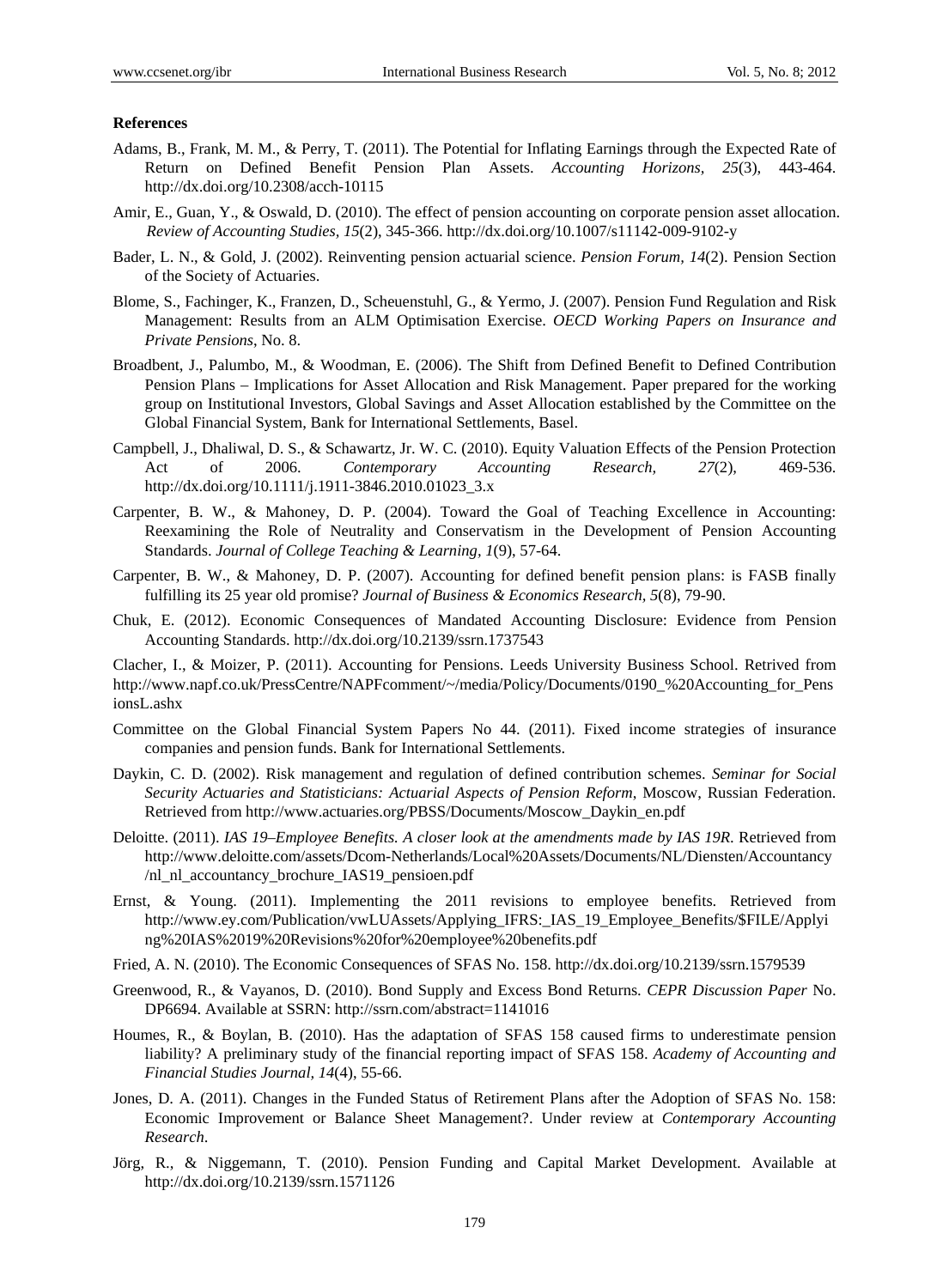**References**

Adams, B., Frank, M. M., & Perry, T. (2011). The Potential for Inflating Earnings through the Expected Rate of Return on Defined Benefit Pension Plan Assets. *Accounting Horizons, 25*(3), 443-464. http://dx.doi.org/10.2308/acch-10115

Amir, E., Guan, Y., & Oswald, D. (2010). The effect of pension accounting on corporate pension asset allocation. *Review of Accounting Studies, 15*(2), 345-366. http://dx.doi.org/10.1007/s11142-009-9102-y

Bader, L. N., & Gold, J. (2002). Reinventing pension actuarial science. *Pension Forum, 14*(2). Pension Section of the Society of Actuaries.

Blome, S., Fachinger, K., Franzen, D., Scheuenstuhl, G., & Yermo, J. (2007). Pension Fund Regulation and Risk Management: Results from an ALM Optimisation Exercise. *OECD Working Papers on Insurance and Private Pensions*, No. 8.

Broadbent, J., Palumbo, M., & Woodman, E. (2006). The Shift from Defined Benefit to Defined Contribution Pension Plans – Implications for Asset Allocation and Risk Management. Paper prepared for the working group on Institutional Investors, Global Savings and Asset Allocation established by the Committee on the Global Financial System, Bank for International Settlements, Basel.

Campbell, J., Dhaliwal, D. S., & Schawartz, Jr. W. C. (2010). Equity Valuation Effects of the Pension Protection Act of 2006. *Contemporary Accounting Research, 27*(2), 469-536. http://dx.doi.org/10.1111/j.1911-3846.2010.01023_3.x

Carpenter, B. W., & Mahoney, D. P. (2004). Toward the Goal of Teaching Excellence in Accounting: Reexamining the Role of Neutrality and Conservatism in the Development of Pension Accounting Standards. *Journal of College Teaching & Learning, 1*(9), 57-64.

Carpenter, B. W., & Mahoney, D. P. (2007). Accounting for defined benefit pension plans: is FASB finally fulfilling its 25 year old promise? *Journal of Business & Economics Research, 5*(8), 79-90.

Chuk, E. (2012). Economic Consequences of Mandated Accounting Disclosure: Evidence from Pension Accounting Standards. http://dx.doi.org/10.2139/ssrn.1737543

Clacher, I., & Moizer, P. (2011). Accounting for Pensions. Leeds University Business School. Retrived from http://www.napf.co.uk/PressCentre/NAPFcomment/~/media/Policy/Documents/0190_%20Accounting_for_PensionsL.ashx

Committee on the Global Financial System Papers No 44. (2011). Fixed income strategies of insurance companies and pension funds. Bank for International Settlements.

Daykin, C. D. (2002). Risk management and regulation of defined contribution schemes. *Seminar for Social Security Actuaries and Statisticians: Actuarial Aspects of Pension Reform*, Moscow, Russian Federation. Retrieved from http://www.actuaries.org/PBSS/Documents/Moscow_Daykin_en.pdf

Deloitte. (2011). *IAS 19–Employee Benefits. A closer look at the amendments made by IAS 19R*. Retrieved from http://www.deloitte.com/assets/Dcom-Netherlands/Local%20Assets/Documents/NL/Diensten/Accountancy/nl_nl_accountancy_brochure_IAS19_pensioen.pdf

Ernst, & Young. (2011). Implementing the 2011 revisions to employee benefits. Retrieved from http://www.ey.com/Publication/vwLUAssets/Applying_IFRS:_IAS_19_Employee_Benefits/$FILE/Applying%20IAS%2019%20Revisions%20for%20employee%20benefits.pdf

Fried, A. N. (2010). The Economic Consequences of SFAS No. 158. http://dx.doi.org/10.2139/ssrn.1579539

Greenwood, R., & Vayanos, D. (2010). Bond Supply and Excess Bond Returns. *CEPR Discussion Paper* No. DP6694. Available at SSRN: http://ssrn.com/abstract=1141016

Houmes, R., & Boylan, B. (2010). Has the adaptation of SFAS 158 caused firms to underestimate pension liability? A preliminary study of the financial reporting impact of SFAS 158. *Academy of Accounting and Financial Studies Journal, 14*(4), 55-66.

Jones, D. A. (2011). Changes in the Funded Status of Retirement Plans after the Adoption of SFAS No. 158: Economic Improvement or Balance Sheet Management?. Under review at *Contemporary Accounting Research*.

Jörg, R., & Niggemann, T. (2010). Pension Funding and Capital Market Development. Available at http://dx.doi.org/10.2139/ssrn.1571126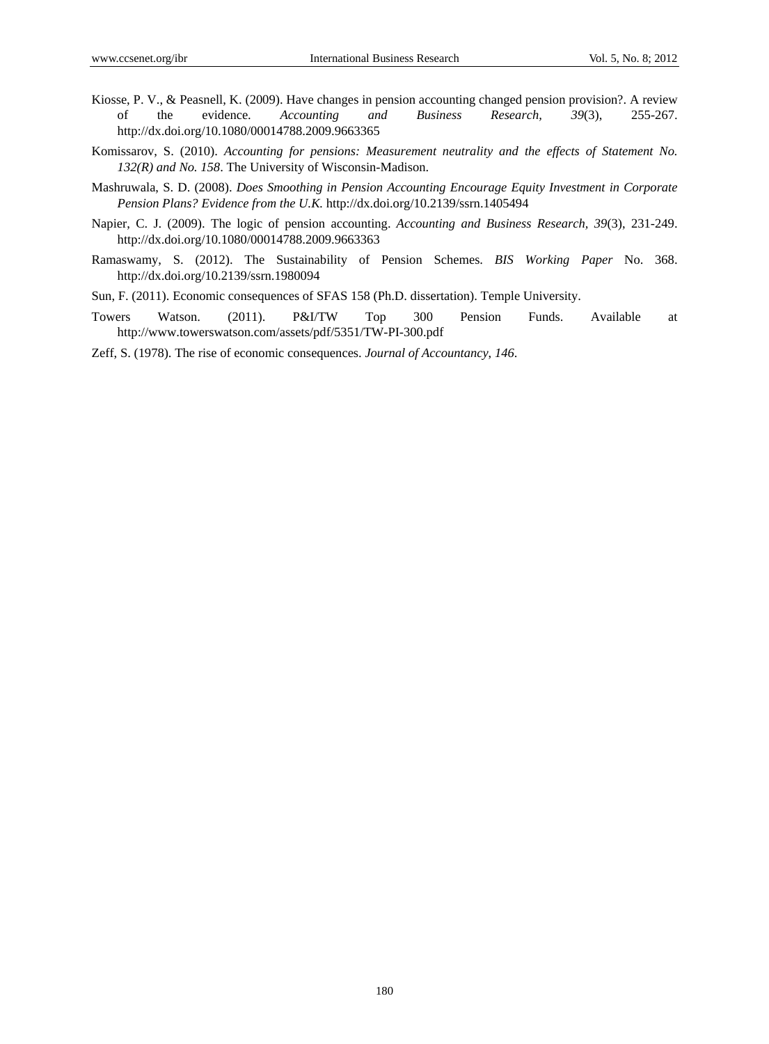Kiosse, P. V., & Peasnell, K. (2009). Have changes in pension accounting changed pension provision?. A review of the evidence. *Accounting and Business Research*, *39*(3), 255-267. http://dx.doi.org/10.1080/00014788.2009.9663365

Komissarov, S. (2010). *Accounting for pensions: Measurement neutrality and the effects of Statement No. 132(R) and No. 158*. The University of Wisconsin-Madison.

Mashruwala, S. D. (2008). *Does Smoothing in Pension Accounting Encourage Equity Investment in Corporate Pension Plans? Evidence from the U.K.* http://dx.doi.org/10.2139/ssrn.1405494

Napier, C. J. (2009). The logic of pension accounting. *Accounting and Business Research*, *39*(3), 231-249. http://dx.doi.org/10.1080/00014788.2009.9663363

Ramaswamy, S. (2012). The Sustainability of Pension Schemes. *BIS Working Paper* No. 368. http://dx.doi.org/10.2139/ssrn.1980094

Sun, F. (2011). Economic consequences of SFAS 158 (Ph.D. dissertation). Temple University.

Towers Watson. (2011). P&I/TW Top 300 Pension Funds. Available at http://www.towerswatson.com/assets/pdf/5351/TW-PI-300.pdf

Zeff, S. (1978). The rise of economic consequences. *Journal of Accountancy*, *146*.